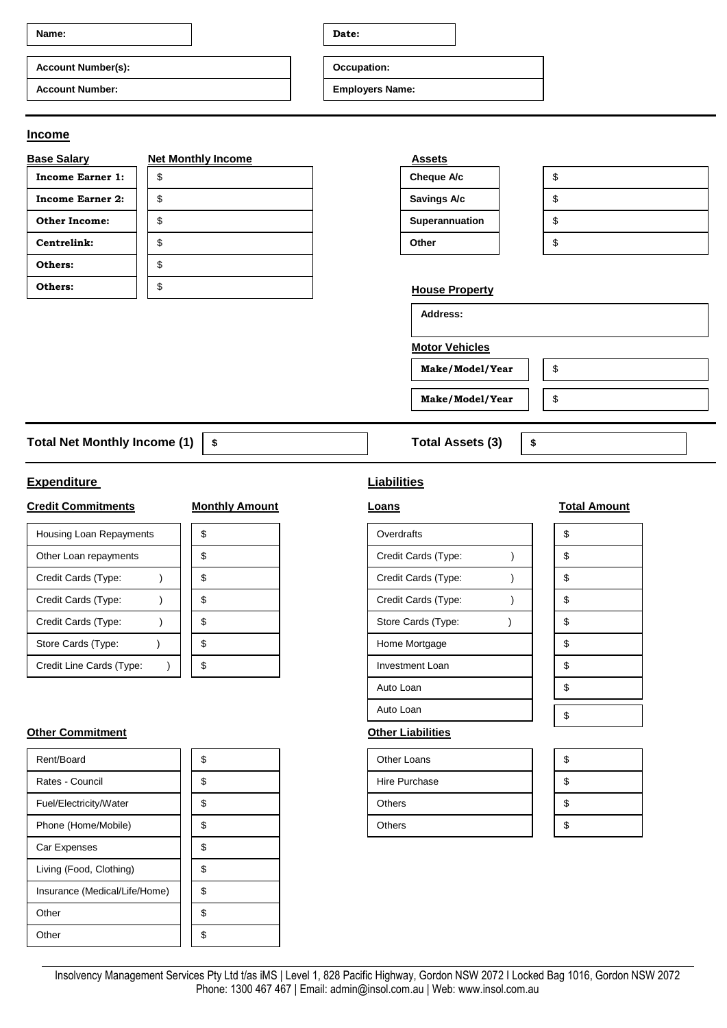| Name: | | Date: |
|---|---|---|

| Account Number(s): | | Occupation: |
|---|---|---|
| Account Number: | | Employers Name: |

## Income

| Base Salary | Net Monthly Income |
|---|---|
| Income Earner 1: | $ |
| Income Earner 2: | $ |
| Other Income: | $ |
| Centrelink: | $ |
| Others: | $ |
| Others: | $ |

**Assets**

| Assets | |
|---|---|
| Cheque A/c | $ |
| Savings A/c | $ |
| Superannuation | $ |
| Other | $ |

**House Property**

| Address: |
|---|

**Motor Vehicles**

| Motor Vehicles | |
|---|---|
| Make/Model/Year | $ |
| Make/Model/Year | $ |

| Total Net Monthly Income (1) | $ | Total Assets (3) | $ |
|---|---|---|---|

## Expenditure

**Credit Commitments**

| Credit Commitments | Monthly Amount |
|---|---|
| Housing Loan Repayments | $ |
| Other Loan repayments | $ |
| Credit Cards (Type: ) | $ |
| Credit Cards (Type: ) | $ |
| Credit Cards (Type: ) | $ |
| Store Cards (Type: ) | $ |
| Credit Line Cards (Type: ) | $ |

**Other Commitment**

| Other Commitment | |
|---|---|
| Rent/Board | $ |
| Rates - Council | $ |
| Fuel/Electricity/Water | $ |
| Phone (Home/Mobile) | $ |
| Car Expenses | $ |
| Living (Food, Clothing) | $ |
| Insurance (Medical/Life/Home) | $ |
| Other | $ |
| Other | $ |

## Liabilities

**Loans**

| Loans | Total Amount |
|---|---|
| Overdrafts | $ |
| Credit Cards (Type: ) | $ |
| Credit Cards (Type: ) | $ |
| Credit Cards (Type: ) | $ |
| Store Cards (Type: ) | $ |
| Home Mortgage | $ |
| Investment Loan | $ |
| Auto Loan | $ |
| Auto Loan | $ |

**Other Liabilities**

| Other Liabilities | |
|---|---|
| Other Loans | $ |
| Hire Purchase | $ |
| Others | $ |
| Others | $ |

Insolvency Management Services Pty Ltd t/as iMS | Level 1, 828 Pacific Highway, Gordon NSW 2072 I Locked Bag 1016, Gordon NSW 2072
Phone: 1300 467 467 | Email: admin@insol.com.au | Web: www.insol.com.au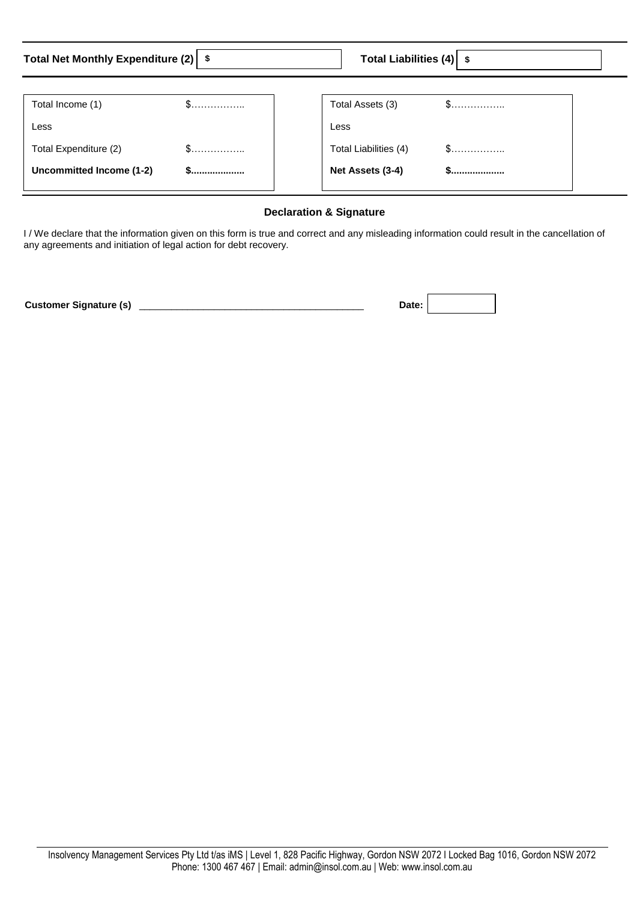| | | | |
|---|---|---|---|
| **Total Net Monthly Expenditure (2)** | **$** | **Total Liabilities (4)** | **$** |

| | | | |
|---|---|---|---|
| Total Income (1) | $…………….. | Total Assets (3) | $…………….. |
| Less | | Less | |
| Total Expenditure (2) | $…………….. | Total Liabilities (4) | $…………….. |
| **Uncommitted Income (1-2)** | **$..................** | **Net Assets (3-4)** | **$..................** |

## Declaration & Signature

I / We declare that the information given on this form is true and correct and any misleading information could result in the cancellation of any agreements and initiation of legal action for debt recovery.

**Customer Signature (s)** ________________________________________ **Date:**

Insolvency Management Services Pty Ltd t/as iMS | Level 1, 828 Pacific Highway, Gordon NSW 2072 I Locked Bag 1016, Gordon NSW 2072
Phone: 1300 467 467 | Email: admin@insol.com.au | Web: www.insol.com.au